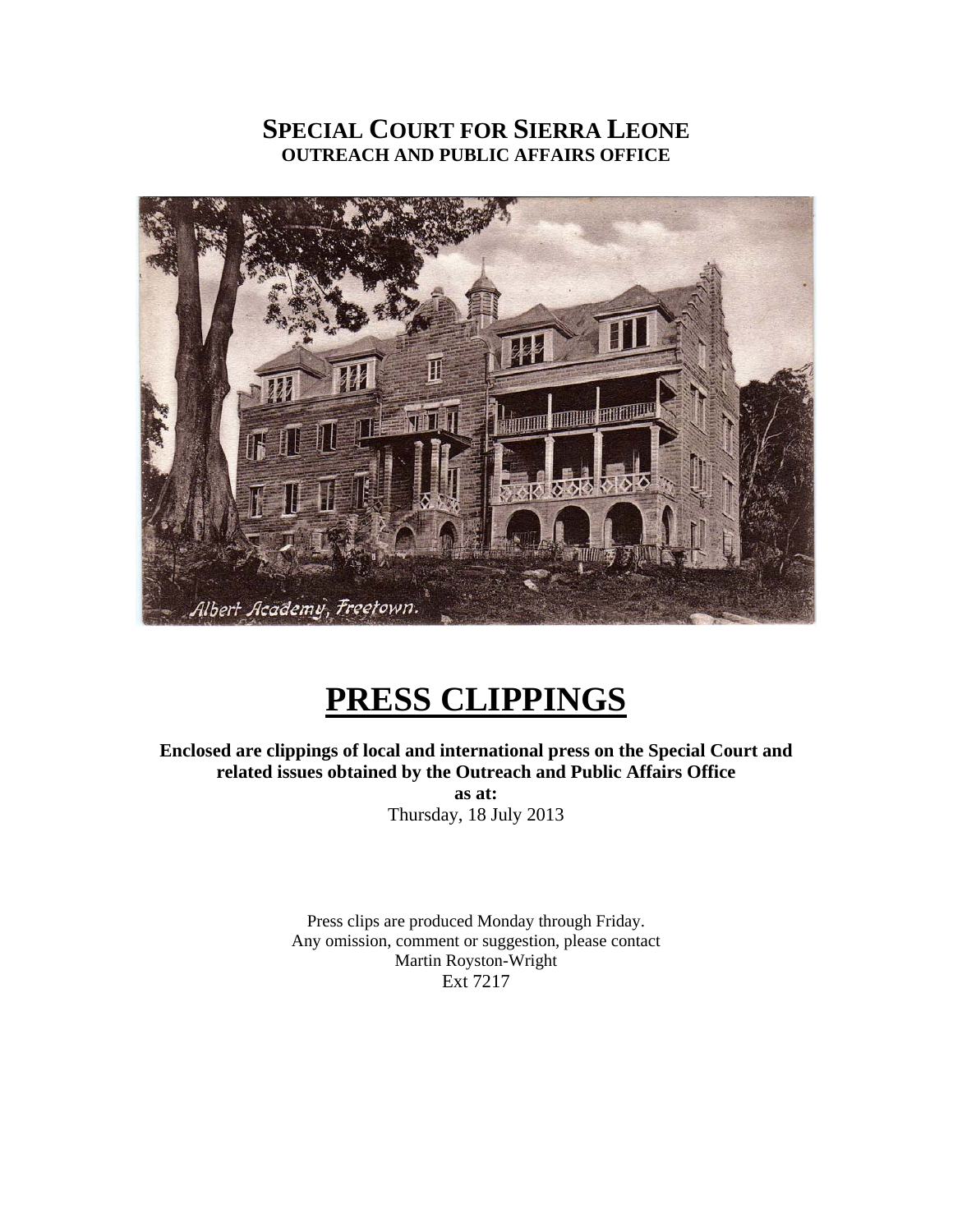# SPECIAL COURT FOR SIERRA LEONE
## OUTREACH AND PUBLIC AFFAIRS OFFICE

Albert Academy, Freetown.

# PRESS CLIPPINGS

**Enclosed are clippings of local and international press on the Special Court and related issues obtained by the Outreach and Public Affairs Office**

**as at:**

Thursday, 18 July 2013

Press clips are produced Monday through Friday.
Any omission, comment or suggestion, please contact
Martin Royston-Wright
Ext 7217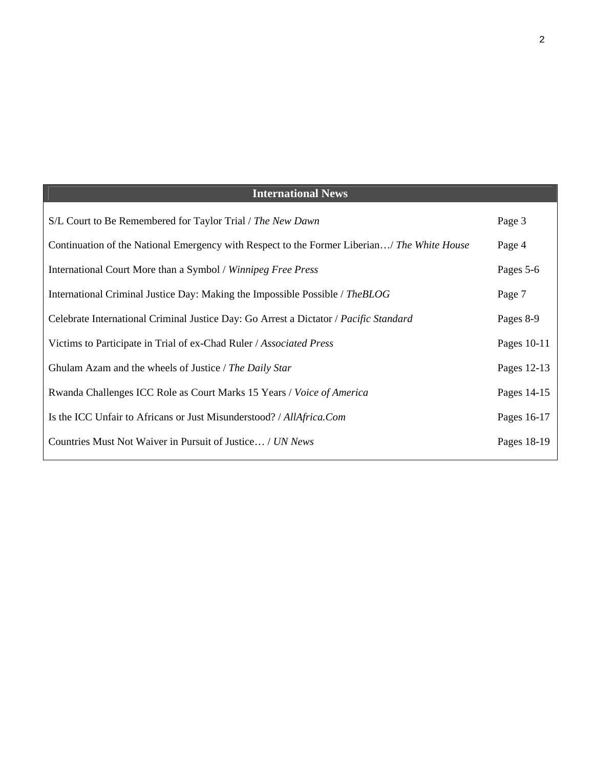| International News | |
| --- | --- |
| S/L Court to Be Remembered for Taylor Trial / *The New Dawn* | Page 3 |
| Continuation of the National Emergency with Respect to the Former Liberian…/ *The White House* | Page 4 |
| International Court More than a Symbol / *Winnipeg Free Press* | Pages 5-6 |
| International Criminal Justice Day: Making the Impossible Possible / *TheBLOG* | Page 7 |
| Celebrate International Criminal Justice Day: Go Arrest a Dictator / *Pacific Standard* | Pages 8-9 |
| Victims to Participate in Trial of ex-Chad Ruler / *Associated Press* | Pages 10-11 |
| Ghulam Azam and the wheels of Justice / *The Daily Star* | Pages 12-13 |
| Rwanda Challenges ICC Role as Court Marks 15 Years / *Voice of America* | Pages 14-15 |
| Is the ICC Unfair to Africans or Just Misunderstood? / *AllAfrica.Com* | Pages 16-17 |
| Countries Must Not Waiver in Pursuit of Justice… / *UN News* | Pages 18-19 |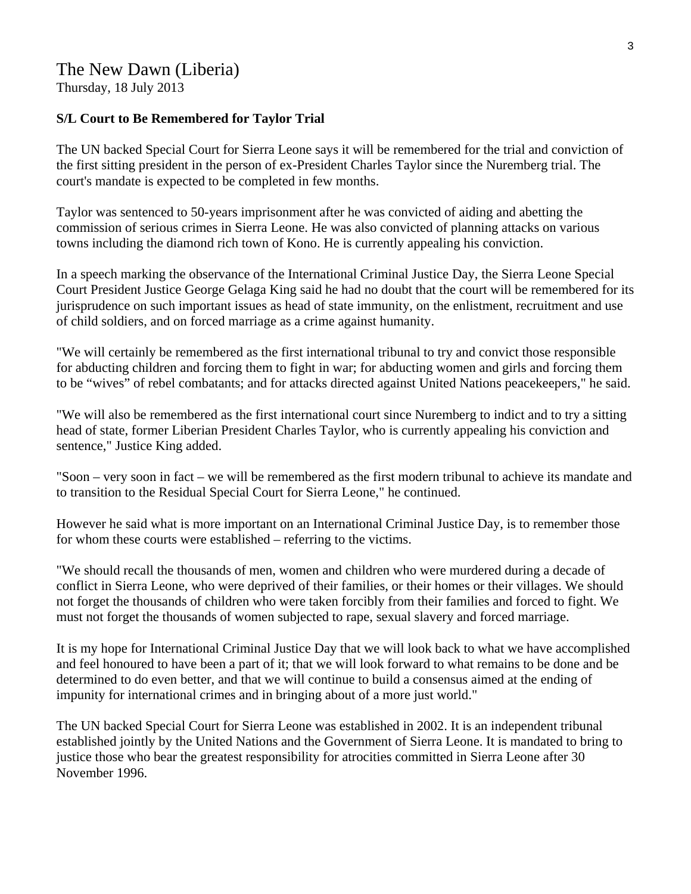# The New Dawn (Liberia)

Thursday, 18 July 2013

**S/L Court to Be Remembered for Taylor Trial**

The UN backed Special Court for Sierra Leone says it will be remembered for the trial and conviction of the first sitting president in the person of ex-President Charles Taylor since the Nuremberg trial. The court's mandate is expected to be completed in few months.

Taylor was sentenced to 50-years imprisonment after he was convicted of aiding and abetting the commission of serious crimes in Sierra Leone. He was also convicted of planning attacks on various towns including the diamond rich town of Kono. He is currently appealing his conviction.

In a speech marking the observance of the International Criminal Justice Day, the Sierra Leone Special Court President Justice George Gelaga King said he had no doubt that the court will be remembered for its jurisprudence on such important issues as head of state immunity, on the enlistment, recruitment and use of child soldiers, and on forced marriage as a crime against humanity.

"We will certainly be remembered as the first international tribunal to try and convict those responsible for abducting children and forcing them to fight in war; for abducting women and girls and forcing them to be “wives” of rebel combatants; and for attacks directed against United Nations peacekeepers," he said.

"We will also be remembered as the first international court since Nuremberg to indict and to try a sitting head of state, former Liberian President Charles Taylor, who is currently appealing his conviction and sentence," Justice King added.

"Soon – very soon in fact – we will be remembered as the first modern tribunal to achieve its mandate and to transition to the Residual Special Court for Sierra Leone," he continued.

However he said what is more important on an International Criminal Justice Day, is to remember those for whom these courts were established – referring to the victims.

"We should recall the thousands of men, women and children who were murdered during a decade of conflict in Sierra Leone, who were deprived of their families, or their homes or their villages. We should not forget the thousands of children who were taken forcibly from their families and forced to fight. We must not forget the thousands of women subjected to rape, sexual slavery and forced marriage.

It is my hope for International Criminal Justice Day that we will look back to what we have accomplished and feel honoured to have been a part of it; that we will look forward to what remains to be done and be determined to do even better, and that we will continue to build a consensus aimed at the ending of impunity for international crimes and in bringing about of a more just world."

The UN backed Special Court for Sierra Leone was established in 2002. It is an independent tribunal established jointly by the United Nations and the Government of Sierra Leone. It is mandated to bring to justice those who bear the greatest responsibility for atrocities committed in Sierra Leone after 30 November 1996.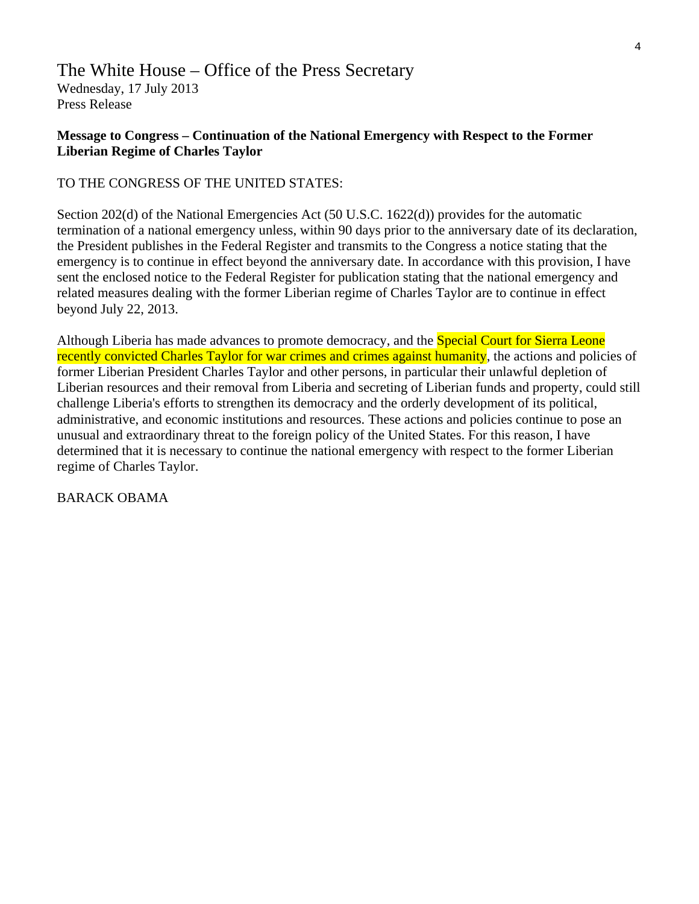# The White House – Office of the Press Secretary

Wednesday, 17 July 2013
Press Release

**Message to Congress – Continuation of the National Emergency with Respect to the Former Liberian Regime of Charles Taylor**

TO THE CONGRESS OF THE UNITED STATES:

Section 202(d) of the National Emergencies Act (50 U.S.C. 1622(d)) provides for the automatic termination of a national emergency unless, within 90 days prior to the anniversary date of its declaration, the President publishes in the Federal Register and transmits to the Congress a notice stating that the emergency is to continue in effect beyond the anniversary date. In accordance with this provision, I have sent the enclosed notice to the Federal Register for publication stating that the national emergency and related measures dealing with the former Liberian regime of Charles Taylor are to continue in effect beyond July 22, 2013.

Although Liberia has made advances to promote democracy, and the Special Court for Sierra Leone recently convicted Charles Taylor for war crimes and crimes against humanity, the actions and policies of former Liberian President Charles Taylor and other persons, in particular their unlawful depletion of Liberian resources and their removal from Liberia and secreting of Liberian funds and property, could still challenge Liberia's efforts to strengthen its democracy and the orderly development of its political, administrative, and economic institutions and resources. These actions and policies continue to pose an unusual and extraordinary threat to the foreign policy of the United States. For this reason, I have determined that it is necessary to continue the national emergency with respect to the former Liberian regime of Charles Taylor.

BARACK OBAMA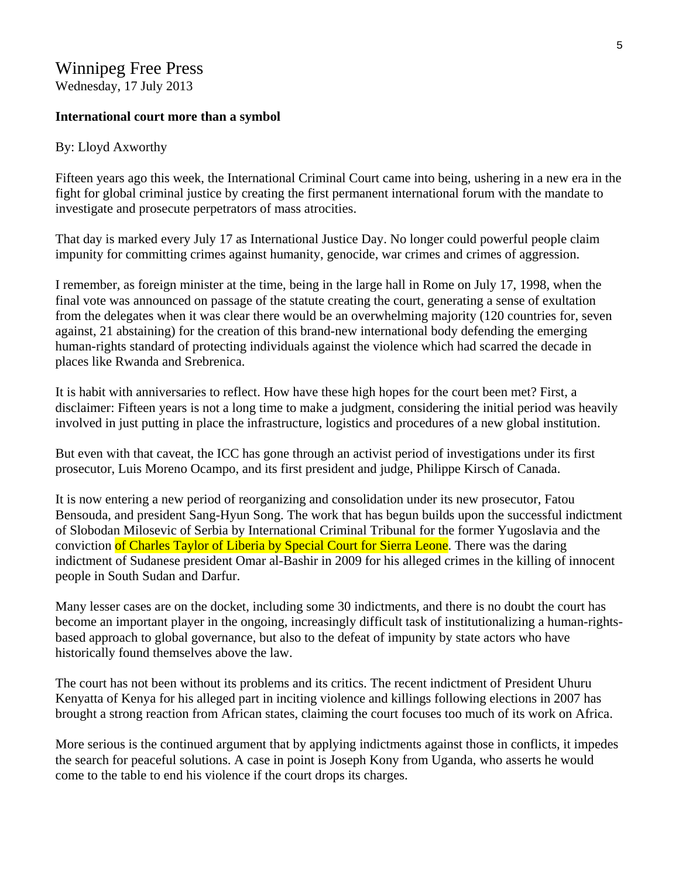# Winnipeg Free Press

Wednesday, 17 July 2013

**International court more than a symbol**

By: Lloyd Axworthy

Fifteen years ago this week, the International Criminal Court came into being, ushering in a new era in the fight for global criminal justice by creating the first permanent international forum with the mandate to investigate and prosecute perpetrators of mass atrocities.

That day is marked every July 17 as International Justice Day. No longer could powerful people claim impunity for committing crimes against humanity, genocide, war crimes and crimes of aggression.

I remember, as foreign minister at the time, being in the large hall in Rome on July 17, 1998, when the final vote was announced on passage of the statute creating the court, generating a sense of exultation from the delegates when it was clear there would be an overwhelming majority (120 countries for, seven against, 21 abstaining) for the creation of this brand-new international body defending the emerging human-rights standard of protecting individuals against the violence which had scarred the decade in places like Rwanda and Srebrenica.

It is habit with anniversaries to reflect. How have these high hopes for the court been met? First, a disclaimer: Fifteen years is not a long time to make a judgment, considering the initial period was heavily involved in just putting in place the infrastructure, logistics and procedures of a new global institution.

But even with that caveat, the ICC has gone through an activist period of investigations under its first prosecutor, Luis Moreno Ocampo, and its first president and judge, Philippe Kirsch of Canada.

It is now entering a new period of reorganizing and consolidation under its new prosecutor, Fatou Bensouda, and president Sang-Hyun Song. The work that has begun builds upon the successful indictment of Slobodan Milosevic of Serbia by International Criminal Tribunal for the former Yugoslavia and the conviction of Charles Taylor of Liberia by Special Court for Sierra Leone. There was the daring indictment of Sudanese president Omar al-Bashir in 2009 for his alleged crimes in the killing of innocent people in South Sudan and Darfur.

Many lesser cases are on the docket, including some 30 indictments, and there is no doubt the court has become an important player in the ongoing, increasingly difficult task of institutionalizing a human-rights-based approach to global governance, but also to the defeat of impunity by state actors who have historically found themselves above the law.

The court has not been without its problems and its critics. The recent indictment of President Uhuru Kenyatta of Kenya for his alleged part in inciting violence and killings following elections in 2007 has brought a strong reaction from African states, claiming the court focuses too much of its work on Africa.

More serious is the continued argument that by applying indictments against those in conflicts, it impedes the search for peaceful solutions. A case in point is Joseph Kony from Uganda, who asserts he would come to the table to end his violence if the court drops its charges.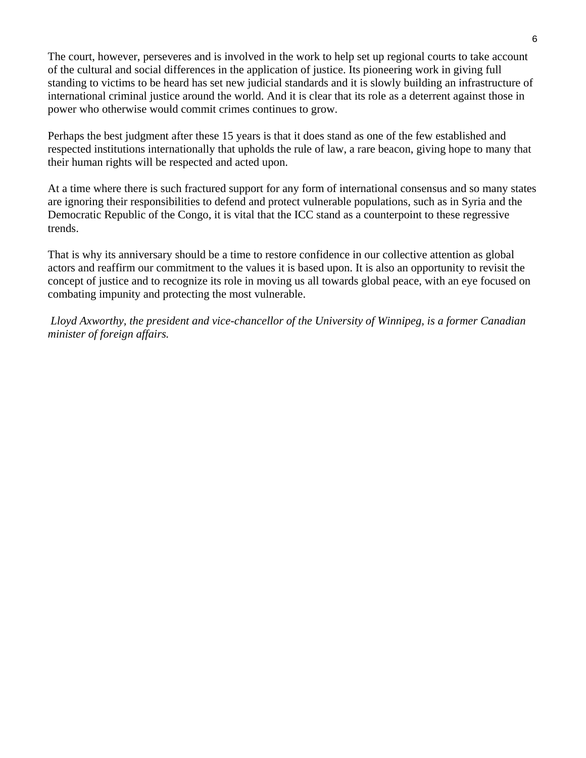The court, however, perseveres and is involved in the work to help set up regional courts to take account of the cultural and social differences in the application of justice. Its pioneering work in giving full standing to victims to be heard has set new judicial standards and it is slowly building an infrastructure of international criminal justice around the world. And it is clear that its role as a deterrent against those in power who otherwise would commit crimes continues to grow.

Perhaps the best judgment after these 15 years is that it does stand as one of the few established and respected institutions internationally that upholds the rule of law, a rare beacon, giving hope to many that their human rights will be respected and acted upon.

At a time where there is such fractured support for any form of international consensus and so many states are ignoring their responsibilities to defend and protect vulnerable populations, such as in Syria and the Democratic Republic of the Congo, it is vital that the ICC stand as a counterpoint to these regressive trends.

That is why its anniversary should be a time to restore confidence in our collective attention as global actors and reaffirm our commitment to the values it is based upon. It is also an opportunity to revisit the concept of justice and to recognize its role in moving us all towards global peace, with an eye focused on combating impunity and protecting the most vulnerable.

*Lloyd Axworthy, the president and vice-chancellor of the University of Winnipeg, is a former Canadian minister of foreign affairs.*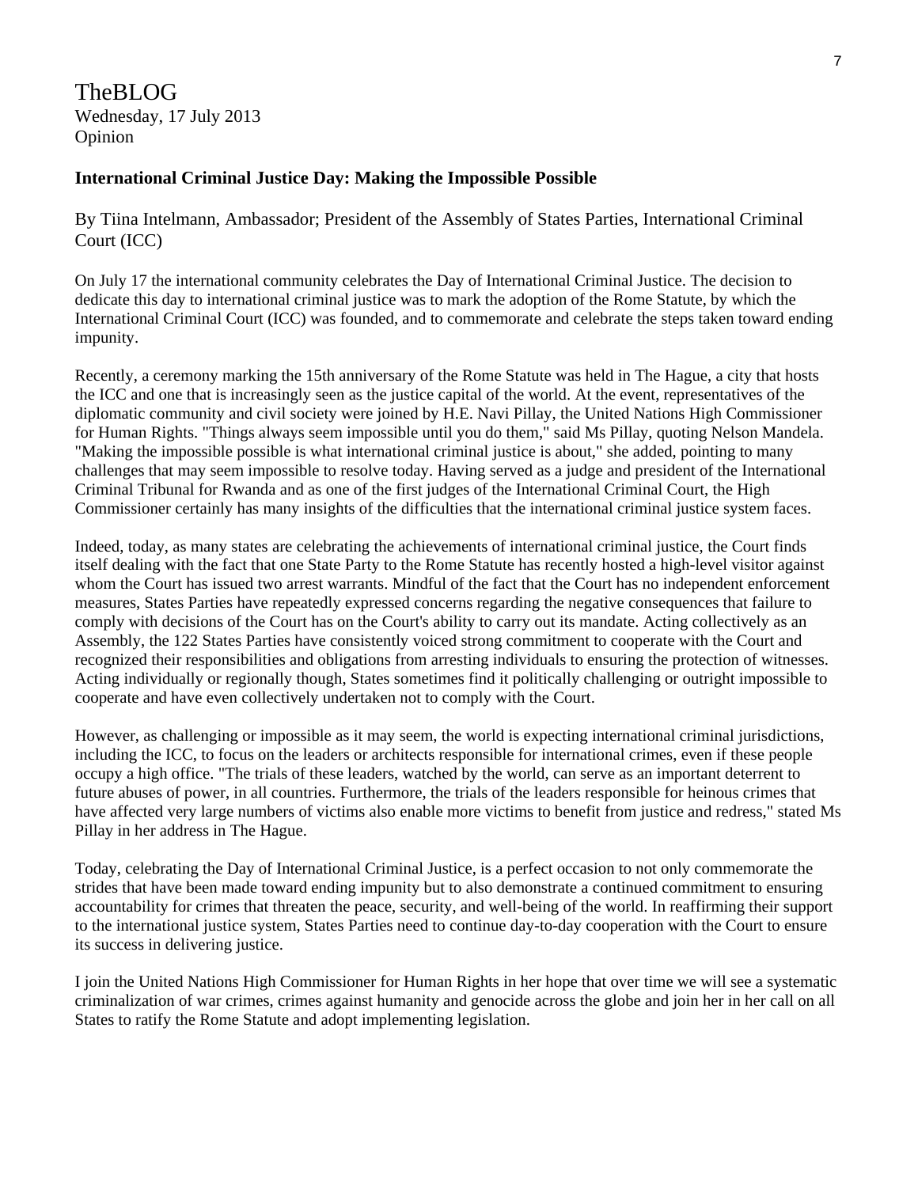TheBLOG
Wednesday, 17 July 2013
Opinion

**International Criminal Justice Day: Making the Impossible Possible**

By Tiina Intelmann, Ambassador; President of the Assembly of States Parties, International Criminal Court (ICC)

On July 17 the international community celebrates the Day of International Criminal Justice. The decision to dedicate this day to international criminal justice was to mark the adoption of the Rome Statute, by which the International Criminal Court (ICC) was founded, and to commemorate and celebrate the steps taken toward ending impunity.

Recently, a ceremony marking the 15th anniversary of the Rome Statute was held in The Hague, a city that hosts the ICC and one that is increasingly seen as the justice capital of the world. At the event, representatives of the diplomatic community and civil society were joined by H.E. Navi Pillay, the United Nations High Commissioner for Human Rights. "Things always seem impossible until you do them," said Ms Pillay, quoting Nelson Mandela. "Making the impossible possible is what international criminal justice is about," she added, pointing to many challenges that may seem impossible to resolve today. Having served as a judge and president of the International Criminal Tribunal for Rwanda and as one of the first judges of the International Criminal Court, the High Commissioner certainly has many insights of the difficulties that the international criminal justice system faces.

Indeed, today, as many states are celebrating the achievements of international criminal justice, the Court finds itself dealing with the fact that one State Party to the Rome Statute has recently hosted a high-level visitor against whom the Court has issued two arrest warrants. Mindful of the fact that the Court has no independent enforcement measures, States Parties have repeatedly expressed concerns regarding the negative consequences that failure to comply with decisions of the Court has on the Court's ability to carry out its mandate. Acting collectively as an Assembly, the 122 States Parties have consistently voiced strong commitment to cooperate with the Court and recognized their responsibilities and obligations from arresting individuals to ensuring the protection of witnesses. Acting individually or regionally though, States sometimes find it politically challenging or outright impossible to cooperate and have even collectively undertaken not to comply with the Court.

However, as challenging or impossible as it may seem, the world is expecting international criminal jurisdictions, including the ICC, to focus on the leaders or architects responsible for international crimes, even if these people occupy a high office. "The trials of these leaders, watched by the world, can serve as an important deterrent to future abuses of power, in all countries. Furthermore, the trials of the leaders responsible for heinous crimes that have affected very large numbers of victims also enable more victims to benefit from justice and redress," stated Ms Pillay in her address in The Hague.

Today, celebrating the Day of International Criminal Justice, is a perfect occasion to not only commemorate the strides that have been made toward ending impunity but to also demonstrate a continued commitment to ensuring accountability for crimes that threaten the peace, security, and well-being of the world. In reaffirming their support to the international justice system, States Parties need to continue day-to-day cooperation with the Court to ensure its success in delivering justice.

I join the United Nations High Commissioner for Human Rights in her hope that over time we will see a systematic criminalization of war crimes, crimes against humanity and genocide across the globe and join her in her call on all States to ratify the Rome Statute and adopt implementing legislation.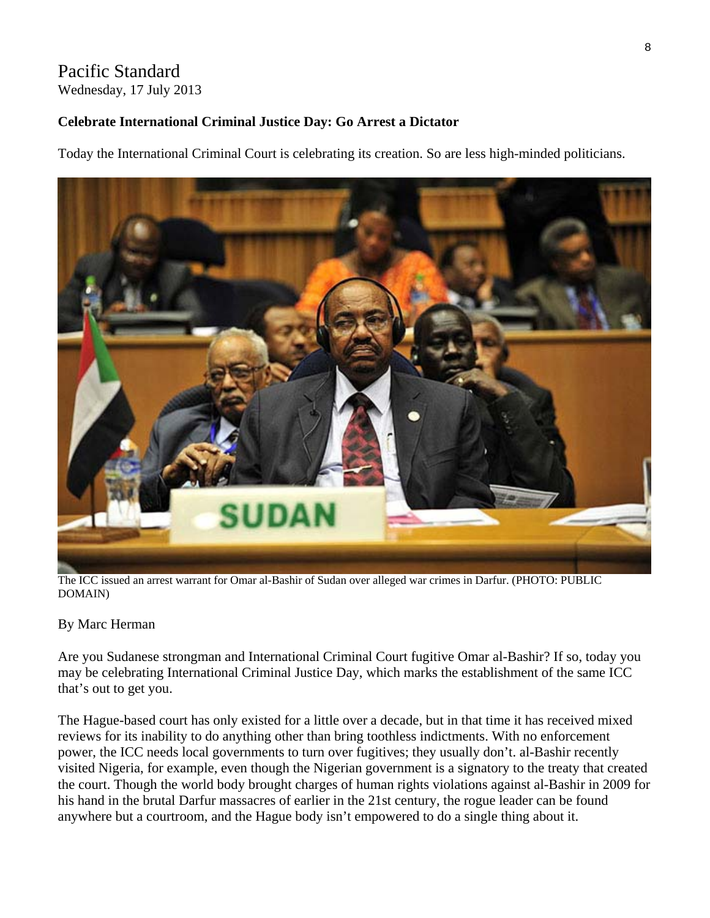# Pacific Standard

Wednesday, 17 July 2013

**Celebrate International Criminal Justice Day: Go Arrest a Dictator**

Today the International Criminal Court is celebrating its creation. So are less high-minded politicians.

The ICC issued an arrest warrant for Omar al-Bashir of Sudan over alleged war crimes in Darfur. (PHOTO: PUBLIC DOMAIN)

By Marc Herman

Are you Sudanese strongman and International Criminal Court fugitive Omar al-Bashir? If so, today you may be celebrating International Criminal Justice Day, which marks the establishment of the same ICC that's out to get you.

The Hague-based court has only existed for a little over a decade, but in that time it has received mixed reviews for its inability to do anything other than bring toothless indictments. With no enforcement power, the ICC needs local governments to turn over fugitives; they usually don't. al-Bashir recently visited Nigeria, for example, even though the Nigerian government is a signatory to the treaty that created the court. Though the world body brought charges of human rights violations against al-Bashir in 2009 for his hand in the brutal Darfur massacres of earlier in the 21st century, the rogue leader can be found anywhere but a courtroom, and the Hague body isn't empowered to do a single thing about it.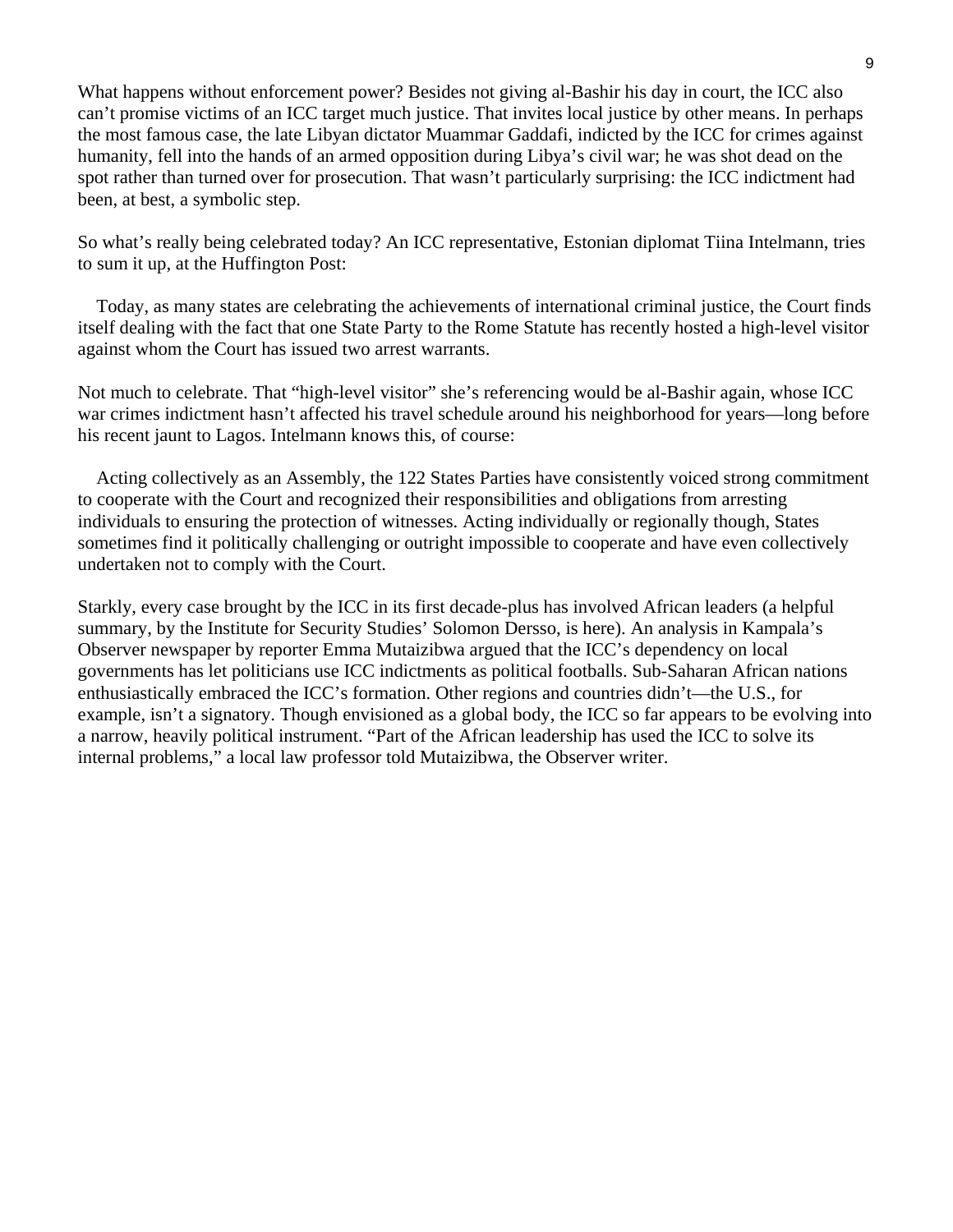What happens without enforcement power? Besides not giving al-Bashir his day in court, the ICC also can't promise victims of an ICC target much justice. That invites local justice by other means. In perhaps the most famous case, the late Libyan dictator Muammar Gaddafi, indicted by the ICC for crimes against humanity, fell into the hands of an armed opposition during Libya's civil war; he was shot dead on the spot rather than turned over for prosecution. That wasn't particularly surprising: the ICC indictment had been, at best, a symbolic step.

So what's really being celebrated today? An ICC representative, Estonian diplomat Tiina Intelmann, tries to sum it up, at the Huffington Post:

> Today, as many states are celebrating the achievements of international criminal justice, the Court finds itself dealing with the fact that one State Party to the Rome Statute has recently hosted a high-level visitor against whom the Court has issued two arrest warrants.

Not much to celebrate. That "high-level visitor" she's referencing would be al-Bashir again, whose ICC war crimes indictment hasn't affected his travel schedule around his neighborhood for years—long before his recent jaunt to Lagos. Intelmann knows this, of course:

> Acting collectively as an Assembly, the 122 States Parties have consistently voiced strong commitment to cooperate with the Court and recognized their responsibilities and obligations from arresting individuals to ensuring the protection of witnesses. Acting individually or regionally though, States sometimes find it politically challenging or outright impossible to cooperate and have even collectively undertaken not to comply with the Court.

Starkly, every case brought by the ICC in its first decade-plus has involved African leaders (a helpful summary, by the Institute for Security Studies' Solomon Dersso, is here). An analysis in Kampala's Observer newspaper by reporter Emma Mutaizibwa argued that the ICC's dependency on local governments has let politicians use ICC indictments as political footballs. Sub-Saharan African nations enthusiastically embraced the ICC's formation. Other regions and countries didn't—the U.S., for example, isn't a signatory. Though envisioned as a global body, the ICC so far appears to be evolving into a narrow, heavily political instrument. "Part of the African leadership has used the ICC to solve its internal problems," a local law professor told Mutaizibwa, the Observer writer.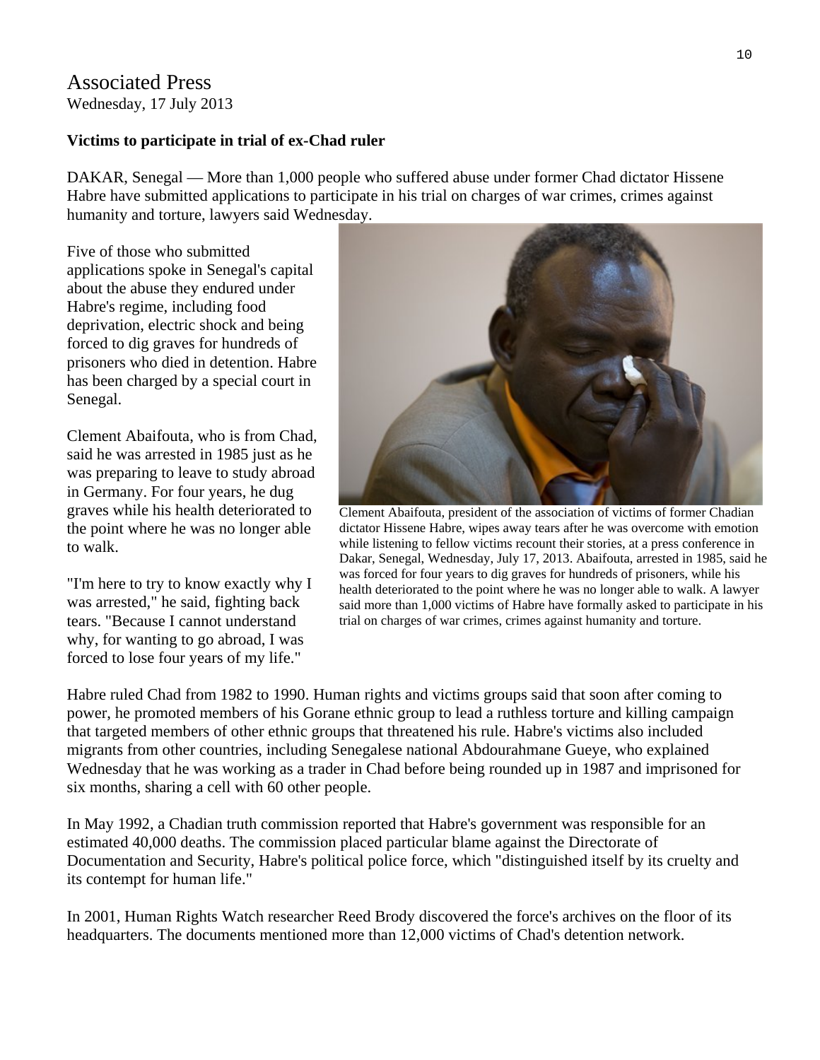Associated Press
Wednesday, 17 July 2013

**Victims to participate in trial of ex-Chad ruler**

DAKAR, Senegal — More than 1,000 people who suffered abuse under former Chad dictator Hissene Habre have submitted applications to participate in his trial on charges of war crimes, crimes against humanity and torture, lawyers said Wednesday.

Five of those who submitted applications spoke in Senegal's capital about the abuse they endured under Habre's regime, including food deprivation, electric shock and being forced to dig graves for hundreds of prisoners who died in detention. Habre has been charged by a special court in Senegal.

Clement Abaifouta, who is from Chad, said he was arrested in 1985 just as he was preparing to leave to study abroad in Germany. For four years, he dug graves while his health deteriorated to the point where he was no longer able to walk.

"I'm here to try to know exactly why I was arrested," he said, fighting back tears. "Because I cannot understand why, for wanting to go abroad, I was forced to lose four years of my life."

Clement Abaifouta, president of the association of victims of former Chadian dictator Hissene Habre, wipes away tears after he was overcome with emotion while listening to fellow victims recount their stories, at a press conference in Dakar, Senegal, Wednesday, July 17, 2013. Abaifouta, arrested in 1985, said he was forced for four years to dig graves for hundreds of prisoners, while his health deteriorated to the point where he was no longer able to walk. A lawyer said more than 1,000 victims of Habre have formally asked to participate in his trial on charges of war crimes, crimes against humanity and torture.

Habre ruled Chad from 1982 to 1990. Human rights and victims groups said that soon after coming to power, he promoted members of his Gorane ethnic group to lead a ruthless torture and killing campaign that targeted members of other ethnic groups that threatened his rule. Habre's victims also included migrants from other countries, including Senegalese national Abdourahmane Gueye, who explained Wednesday that he was working as a trader in Chad before being rounded up in 1987 and imprisoned for six months, sharing a cell with 60 other people.

In May 1992, a Chadian truth commission reported that Habre's government was responsible for an estimated 40,000 deaths. The commission placed particular blame against the Directorate of Documentation and Security, Habre's political police force, which "distinguished itself by its cruelty and its contempt for human life."

In 2001, Human Rights Watch researcher Reed Brody discovered the force's archives on the floor of its headquarters. The documents mentioned more than 12,000 victims of Chad's detention network.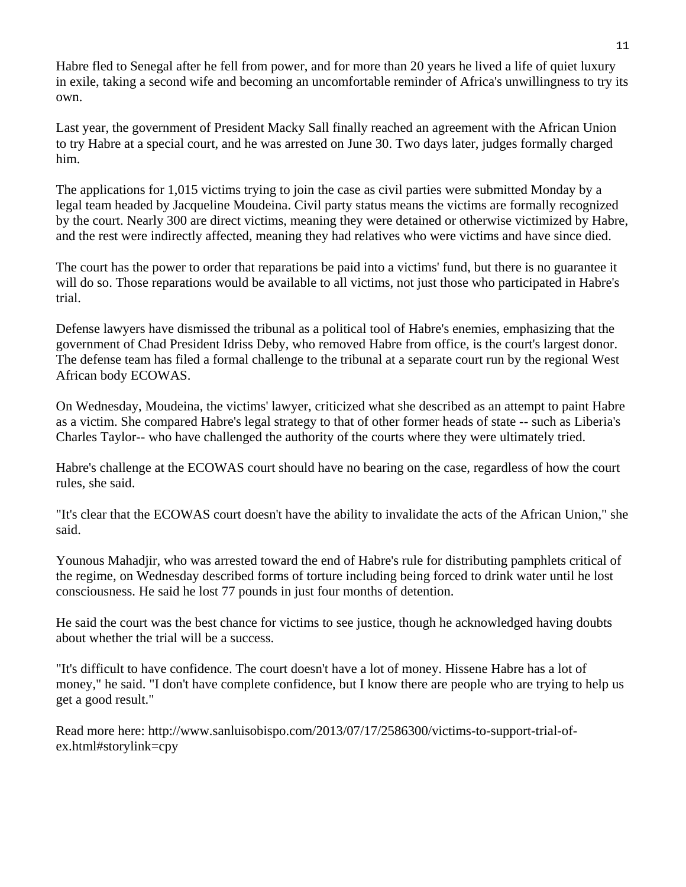Habre fled to Senegal after he fell from power, and for more than 20 years he lived a life of quiet luxury in exile, taking a second wife and becoming an uncomfortable reminder of Africa's unwillingness to try its own.

Last year, the government of President Macky Sall finally reached an agreement with the African Union to try Habre at a special court, and he was arrested on June 30. Two days later, judges formally charged him.

The applications for 1,015 victims trying to join the case as civil parties were submitted Monday by a legal team headed by Jacqueline Moudeina. Civil party status means the victims are formally recognized by the court. Nearly 300 are direct victims, meaning they were detained or otherwise victimized by Habre, and the rest were indirectly affected, meaning they had relatives who were victims and have since died.

The court has the power to order that reparations be paid into a victims' fund, but there is no guarantee it will do so. Those reparations would be available to all victims, not just those who participated in Habre's trial.

Defense lawyers have dismissed the tribunal as a political tool of Habre's enemies, emphasizing that the government of Chad President Idriss Deby, who removed Habre from office, is the court's largest donor. The defense team has filed a formal challenge to the tribunal at a separate court run by the regional West African body ECOWAS.

On Wednesday, Moudeina, the victims' lawyer, criticized what she described as an attempt to paint Habre as a victim. She compared Habre's legal strategy to that of other former heads of state -- such as Liberia's Charles Taylor-- who have challenged the authority of the courts where they were ultimately tried.

Habre's challenge at the ECOWAS court should have no bearing on the case, regardless of how the court rules, she said.

"It's clear that the ECOWAS court doesn't have the ability to invalidate the acts of the African Union," she said.

Younous Mahadjir, who was arrested toward the end of Habre's rule for distributing pamphlets critical of the regime, on Wednesday described forms of torture including being forced to drink water until he lost consciousness. He said he lost 77 pounds in just four months of detention.

He said the court was the best chance for victims to see justice, though he acknowledged having doubts about whether the trial will be a success.

"It's difficult to have confidence. The court doesn't have a lot of money. Hissene Habre has a lot of money," he said. "I don't have complete confidence, but I know there are people who are trying to help us get a good result."

Read more here: http://www.sanluisobispo.com/2013/07/17/2586300/victims-to-support-trial-of-ex.html#storylink=cpy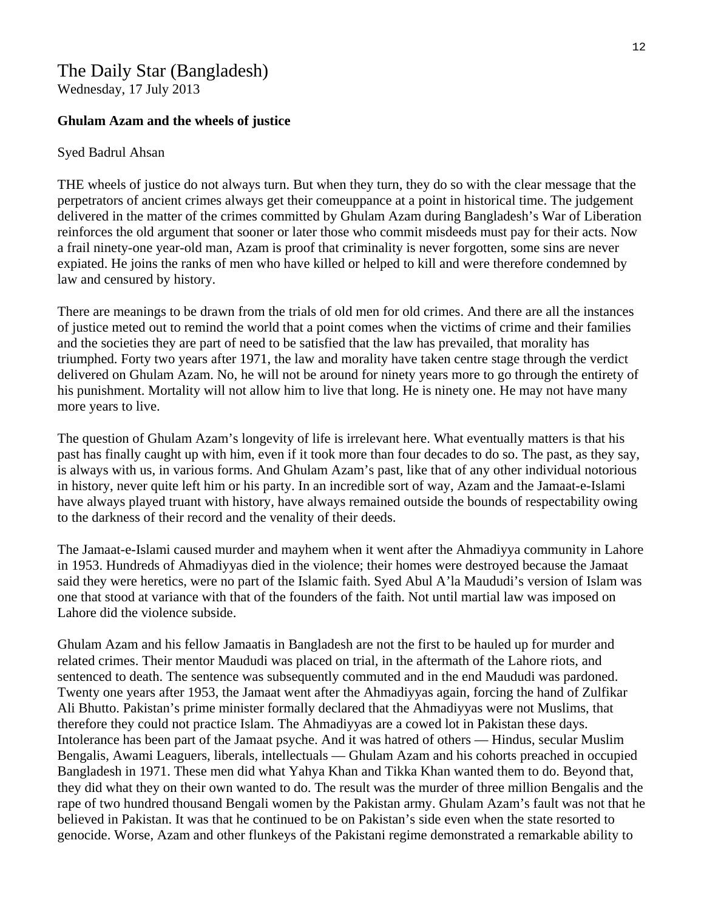# The Daily Star (Bangladesh)

Wednesday, 17 July 2013

**Ghulam Azam and the wheels of justice**

Syed Badrul Ahsan

THE wheels of justice do not always turn. But when they turn, they do so with the clear message that the perpetrators of ancient crimes always get their comeuppance at a point in historical time. The judgement delivered in the matter of the crimes committed by Ghulam Azam during Bangladesh's War of Liberation reinforces the old argument that sooner or later those who commit misdeeds must pay for their acts. Now a frail ninety-one year-old man, Azam is proof that criminality is never forgotten, some sins are never expiated. He joins the ranks of men who have killed or helped to kill and were therefore condemned by law and censured by history.

There are meanings to be drawn from the trials of old men for old crimes. And there are all the instances of justice meted out to remind the world that a point comes when the victims of crime and their families and the societies they are part of need to be satisfied that the law has prevailed, that morality has triumphed. Forty two years after 1971, the law and morality have taken centre stage through the verdict delivered on Ghulam Azam. No, he will not be around for ninety years more to go through the entirety of his punishment. Mortality will not allow him to live that long. He is ninety one. He may not have many more years to live.

The question of Ghulam Azam's longevity of life is irrelevant here. What eventually matters is that his past has finally caught up with him, even if it took more than four decades to do so. The past, as they say, is always with us, in various forms. And Ghulam Azam's past, like that of any other individual notorious in history, never quite left him or his party. In an incredible sort of way, Azam and the Jamaat-e-Islami have always played truant with history, have always remained outside the bounds of respectability owing to the darkness of their record and the venality of their deeds.

The Jamaat-e-Islami caused murder and mayhem when it went after the Ahmadiyya community in Lahore in 1953. Hundreds of Ahmadiyyas died in the violence; their homes were destroyed because the Jamaat said they were heretics, were no part of the Islamic faith. Syed Abul A'la Maududi's version of Islam was one that stood at variance with that of the founders of the faith. Not until martial law was imposed on Lahore did the violence subside.

Ghulam Azam and his fellow Jamaatis in Bangladesh are not the first to be hauled up for murder and related crimes. Their mentor Maududi was placed on trial, in the aftermath of the Lahore riots, and sentenced to death. The sentence was subsequently commuted and in the end Maududi was pardoned. Twenty one years after 1953, the Jamaat went after the Ahmadiyyas again, forcing the hand of Zulfikar Ali Bhutto. Pakistan's prime minister formally declared that the Ahmadiyyas were not Muslims, that therefore they could not practice Islam. The Ahmadiyyas are a cowed lot in Pakistan these days. Intolerance has been part of the Jamaat psyche. And it was hatred of others — Hindus, secular Muslim Bengalis, Awami Leaguers, liberals, intellectuals — Ghulam Azam and his cohorts preached in occupied Bangladesh in 1971. These men did what Yahya Khan and Tikka Khan wanted them to do. Beyond that, they did what they on their own wanted to do. The result was the murder of three million Bengalis and the rape of two hundred thousand Bengali women by the Pakistan army. Ghulam Azam's fault was not that he believed in Pakistan. It was that he continued to be on Pakistan's side even when the state resorted to genocide. Worse, Azam and other flunkeys of the Pakistani regime demonstrated a remarkable ability to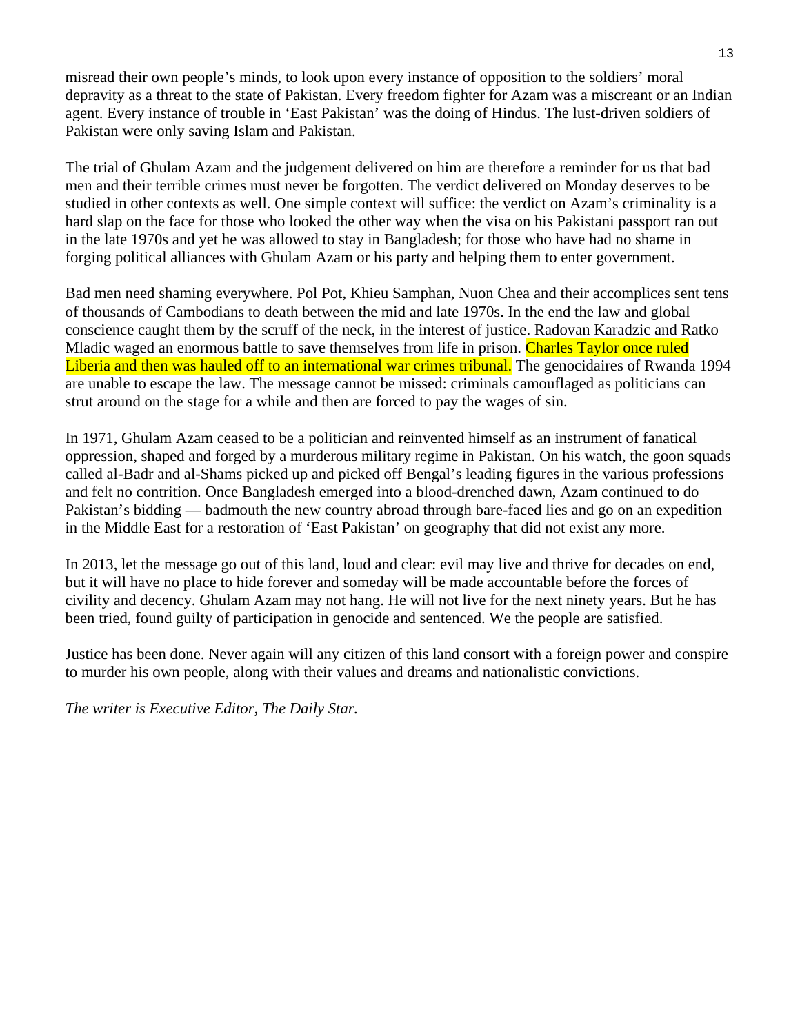misread their own people's minds, to look upon every instance of opposition to the soldiers' moral depravity as a threat to the state of Pakistan. Every freedom fighter for Azam was a miscreant or an Indian agent. Every instance of trouble in 'East Pakistan' was the doing of Hindus. The lust-driven soldiers of Pakistan were only saving Islam and Pakistan.

The trial of Ghulam Azam and the judgement delivered on him are therefore a reminder for us that bad men and their terrible crimes must never be forgotten. The verdict delivered on Monday deserves to be studied in other contexts as well. One simple context will suffice: the verdict on Azam's criminality is a hard slap on the face for those who looked the other way when the visa on his Pakistani passport ran out in the late 1970s and yet he was allowed to stay in Bangladesh; for those who have had no shame in forging political alliances with Ghulam Azam or his party and helping them to enter government.

Bad men need shaming everywhere. Pol Pot, Khieu Samphan, Nuon Chea and their accomplices sent tens of thousands of Cambodians to death between the mid and late 1970s. In the end the law and global conscience caught them by the scruff of the neck, in the interest of justice. Radovan Karadzic and Ratko Mladic waged an enormous battle to save themselves from life in prison. Charles Taylor once ruled Liberia and then was hauled off to an international war crimes tribunal. The genocidaires of Rwanda 1994 are unable to escape the law. The message cannot be missed: criminals camouflaged as politicians can strut around on the stage for a while and then are forced to pay the wages of sin.

In 1971, Ghulam Azam ceased to be a politician and reinvented himself as an instrument of fanatical oppression, shaped and forged by a murderous military regime in Pakistan. On his watch, the goon squads called al-Badr and al-Shams picked up and picked off Bengal's leading figures in the various professions and felt no contrition. Once Bangladesh emerged into a blood-drenched dawn, Azam continued to do Pakistan's bidding — badmouth the new country abroad through bare-faced lies and go on an expedition in the Middle East for a restoration of 'East Pakistan' on geography that did not exist any more.

In 2013, let the message go out of this land, loud and clear: evil may live and thrive for decades on end, but it will have no place to hide forever and someday will be made accountable before the forces of civility and decency. Ghulam Azam may not hang. He will not live for the next ninety years. But he has been tried, found guilty of participation in genocide and sentenced. We the people are satisfied.

Justice has been done. Never again will any citizen of this land consort with a foreign power and conspire to murder his own people, along with their values and dreams and nationalistic convictions.

*The writer is Executive Editor, The Daily Star.*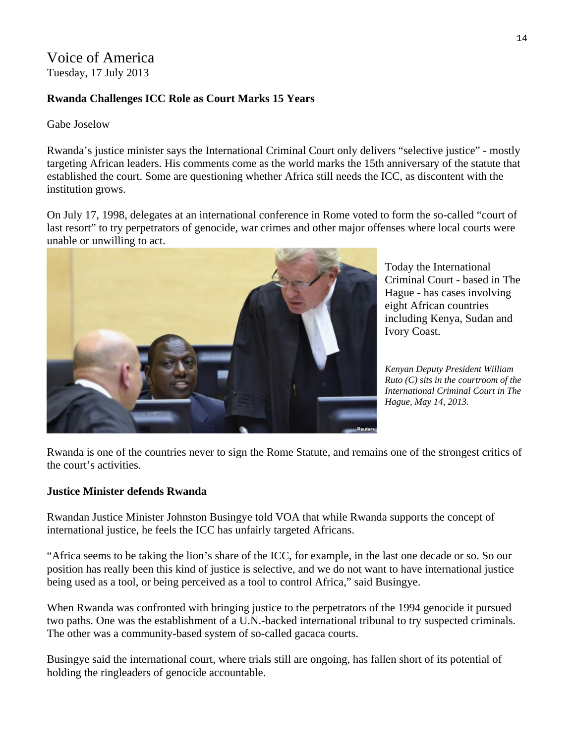Voice of America
Tuesday, 17 July 2013

**Rwanda Challenges ICC Role as Court Marks 15 Years**

Gabe Joselow

Rwanda's justice minister says the International Criminal Court only delivers "selective justice" - mostly targeting African leaders. His comments come as the world marks the 15th anniversary of the statute that established the court. Some are questioning whether Africa still needs the ICC, as discontent with the institution grows.

On July 17, 1998, delegates at an international conference in Rome voted to form the so-called "court of last resort" to try perpetrators of genocide, war crimes and other major offenses where local courts were unable or unwilling to act.

Today the International Criminal Court - based in The Hague - has cases involving eight African countries including Kenya, Sudan and Ivory Coast.

*Kenyan Deputy President William Ruto (C) sits in the courtroom of the International Criminal Court in The Hague, May 14, 2013.*

Rwanda is one of the countries never to sign the Rome Statute, and remains one of the strongest critics of the court's activities.

**Justice Minister defends Rwanda**

Rwandan Justice Minister Johnston Busingye told VOA that while Rwanda supports the concept of international justice, he feels the ICC has unfairly targeted Africans.

"Africa seems to be taking the lion's share of the ICC, for example, in the last one decade or so. So our position has really been this kind of justice is selective, and we do not want to have international justice being used as a tool, or being perceived as a tool to control Africa," said Busingye.

When Rwanda was confronted with bringing justice to the perpetrators of the 1994 genocide it pursued two paths. One was the establishment of a U.N.-backed international tribunal to try suspected criminals. The other was a community-based system of so-called gacaca courts.

Busingye said the international court, where trials still are ongoing, has fallen short of its potential of holding the ringleaders of genocide accountable.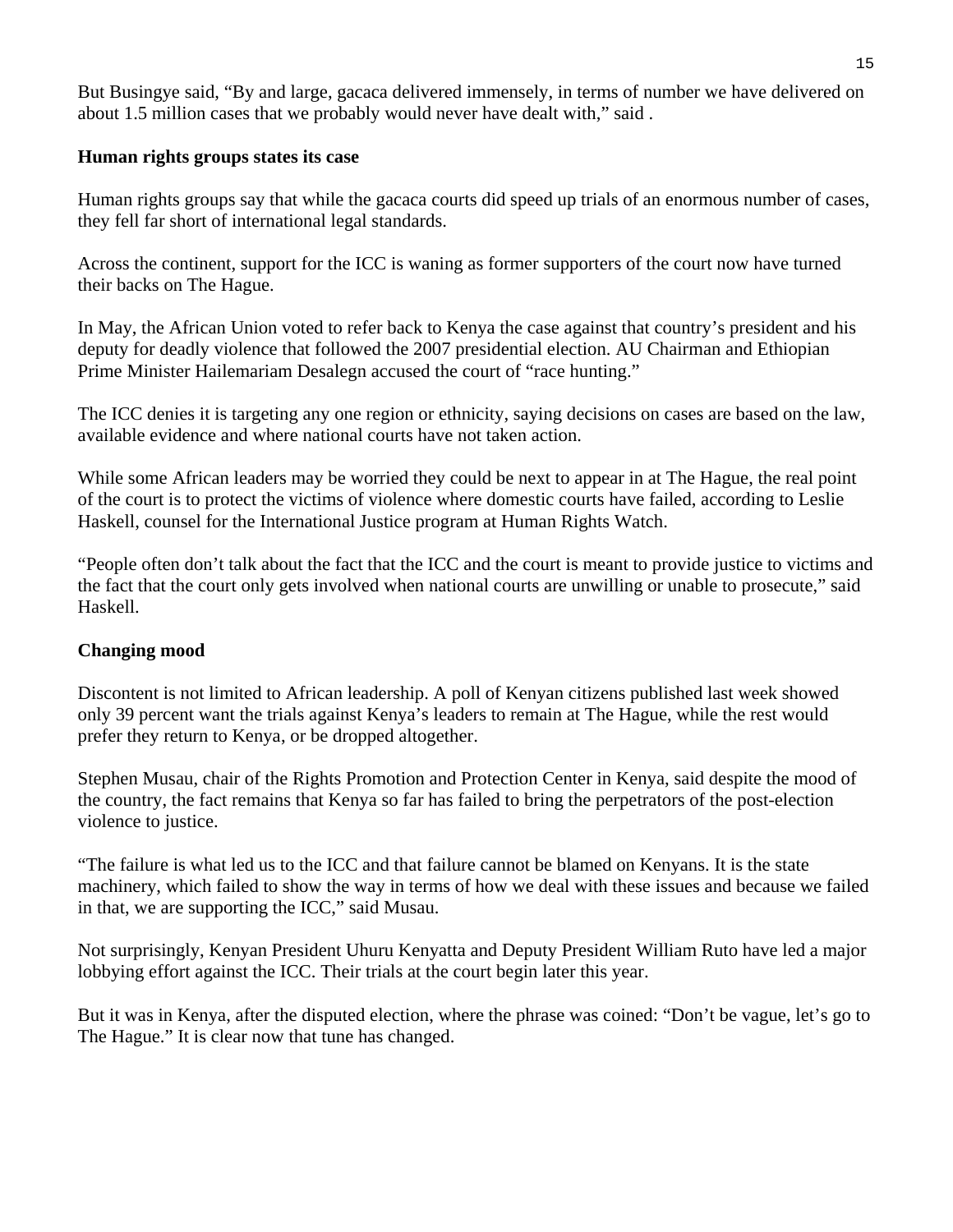But Busingye said, "By and large, gacaca delivered immensely, in terms of number we have delivered on about 1.5 million cases that we probably would never have dealt with," said .

**Human rights groups states its case**

Human rights groups say that while the gacaca courts did speed up trials of an enormous number of cases, they fell far short of international legal standards.

Across the continent, support for the ICC is waning as former supporters of the court now have turned their backs on The Hague.

In May, the African Union voted to refer back to Kenya the case against that country's president and his deputy for deadly violence that followed the 2007 presidential election. AU Chairman and Ethiopian Prime Minister Hailemariam Desalegn accused the court of "race hunting."

The ICC denies it is targeting any one region or ethnicity, saying decisions on cases are based on the law, available evidence and where national courts have not taken action.

While some African leaders may be worried they could be next to appear in at The Hague, the real point of the court is to protect the victims of violence where domestic courts have failed, according to Leslie Haskell, counsel for the International Justice program at Human Rights Watch.

"People often don't talk about the fact that the ICC and the court is meant to provide justice to victims and the fact that the court only gets involved when national courts are unwilling or unable to prosecute," said Haskell.

**Changing mood**

Discontent is not limited to African leadership. A poll of Kenyan citizens published last week showed only 39 percent want the trials against Kenya's leaders to remain at The Hague, while the rest would prefer they return to Kenya, or be dropped altogether.

Stephen Musau, chair of the Rights Promotion and Protection Center in Kenya, said despite the mood of the country, the fact remains that Kenya so far has failed to bring the perpetrators of the post-election violence to justice.

"The failure is what led us to the ICC and that failure cannot be blamed on Kenyans. It is the state machinery, which failed to show the way in terms of how we deal with these issues and because we failed in that, we are supporting the ICC," said Musau.

Not surprisingly, Kenyan President Uhuru Kenyatta and Deputy President William Ruto have led a major lobbying effort against the ICC. Their trials at the court begin later this year.

But it was in Kenya, after the disputed election, where the phrase was coined: "Don't be vague, let's go to The Hague." It is clear now that tune has changed.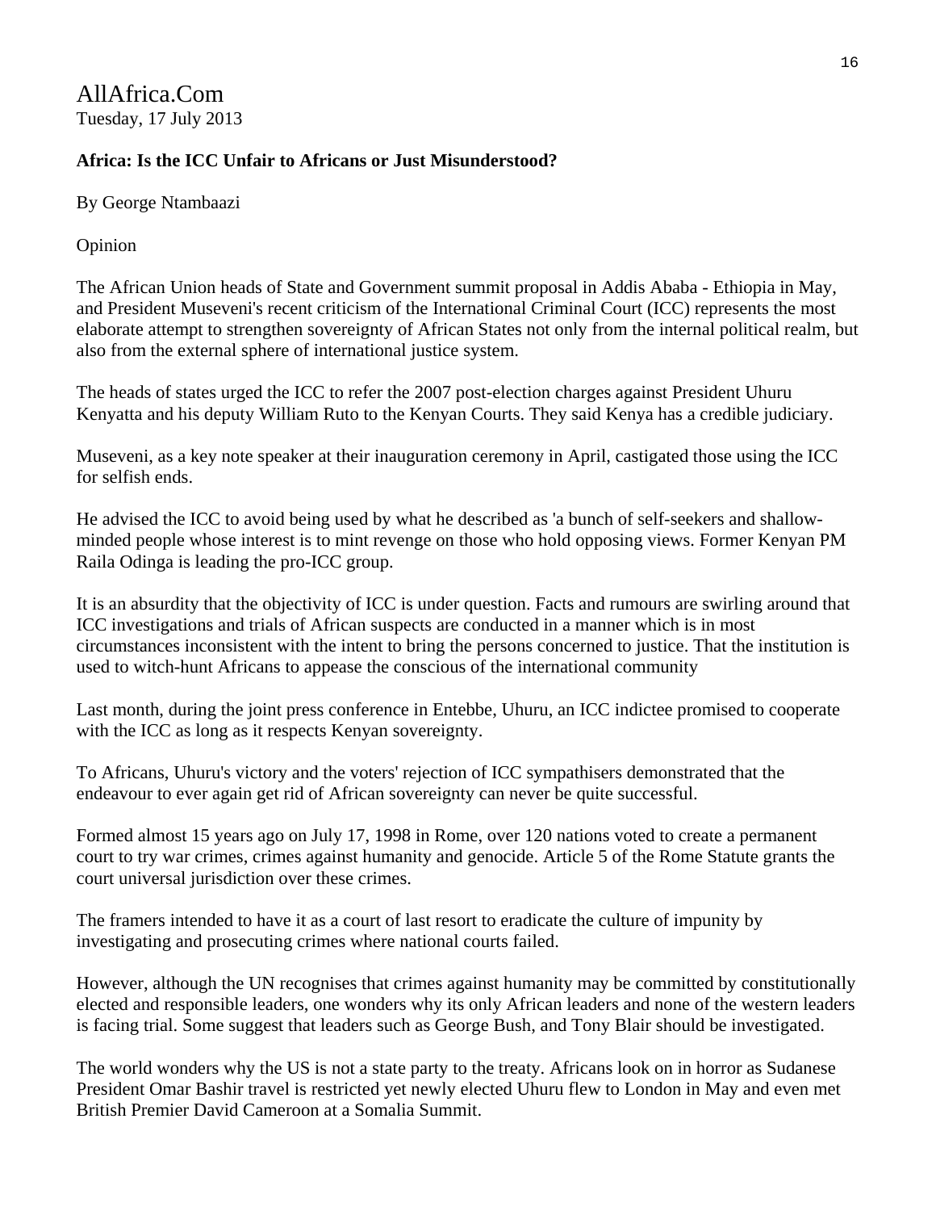AllAfrica.Com
Tuesday, 17 July 2013

**Africa: Is the ICC Unfair to Africans or Just Misunderstood?**

By George Ntambaazi

Opinion

The African Union heads of State and Government summit proposal in Addis Ababa - Ethiopia in May, and President Museveni's recent criticism of the International Criminal Court (ICC) represents the most elaborate attempt to strengthen sovereignty of African States not only from the internal political realm, but also from the external sphere of international justice system.

The heads of states urged the ICC to refer the 2007 post-election charges against President Uhuru Kenyatta and his deputy William Ruto to the Kenyan Courts. They said Kenya has a credible judiciary.

Museveni, as a key note speaker at their inauguration ceremony in April, castigated those using the ICC for selfish ends.

He advised the ICC to avoid being used by what he described as 'a bunch of self-seekers and shallow-minded people whose interest is to mint revenge on those who hold opposing views. Former Kenyan PM Raila Odinga is leading the pro-ICC group.

It is an absurdity that the objectivity of ICC is under question. Facts and rumours are swirling around that ICC investigations and trials of African suspects are conducted in a manner which is in most circumstances inconsistent with the intent to bring the persons concerned to justice. That the institution is used to witch-hunt Africans to appease the conscious of the international community

Last month, during the joint press conference in Entebbe, Uhuru, an ICC indictee promised to cooperate with the ICC as long as it respects Kenyan sovereignty.

To Africans, Uhuru's victory and the voters' rejection of ICC sympathisers demonstrated that the endeavour to ever again get rid of African sovereignty can never be quite successful.

Formed almost 15 years ago on July 17, 1998 in Rome, over 120 nations voted to create a permanent court to try war crimes, crimes against humanity and genocide. Article 5 of the Rome Statute grants the court universal jurisdiction over these crimes.

The framers intended to have it as a court of last resort to eradicate the culture of impunity by investigating and prosecuting crimes where national courts failed.

However, although the UN recognises that crimes against humanity may be committed by constitutionally elected and responsible leaders, one wonders why its only African leaders and none of the western leaders is facing trial. Some suggest that leaders such as George Bush, and Tony Blair should be investigated.

The world wonders why the US is not a state party to the treaty. Africans look on in horror as Sudanese President Omar Bashir travel is restricted yet newly elected Uhuru flew to London in May and even met British Premier David Cameroon at a Somalia Summit.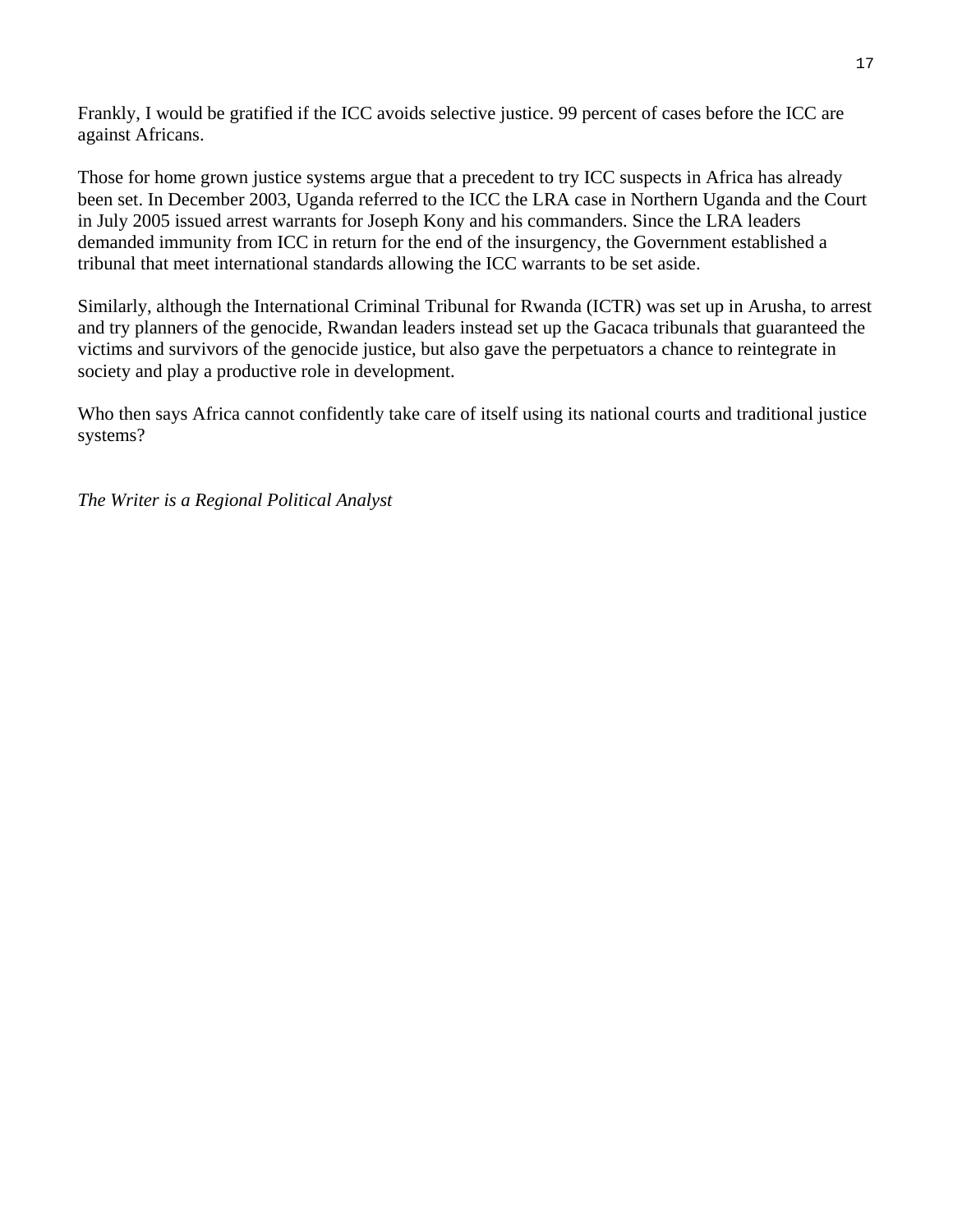Frankly, I would be gratified if the ICC avoids selective justice. 99 percent of cases before the ICC are against Africans.

Those for home grown justice systems argue that a precedent to try ICC suspects in Africa has already been set. In December 2003, Uganda referred to the ICC the LRA case in Northern Uganda and the Court in July 2005 issued arrest warrants for Joseph Kony and his commanders. Since the LRA leaders demanded immunity from ICC in return for the end of the insurgency, the Government established a tribunal that meet international standards allowing the ICC warrants to be set aside.

Similarly, although the International Criminal Tribunal for Rwanda (ICTR) was set up in Arusha, to arrest and try planners of the genocide, Rwandan leaders instead set up the Gacaca tribunals that guaranteed the victims and survivors of the genocide justice, but also gave the perpetuators a chance to reintegrate in society and play a productive role in development.

Who then says Africa cannot confidently take care of itself using its national courts and traditional justice systems?

*The Writer is a Regional Political Analyst*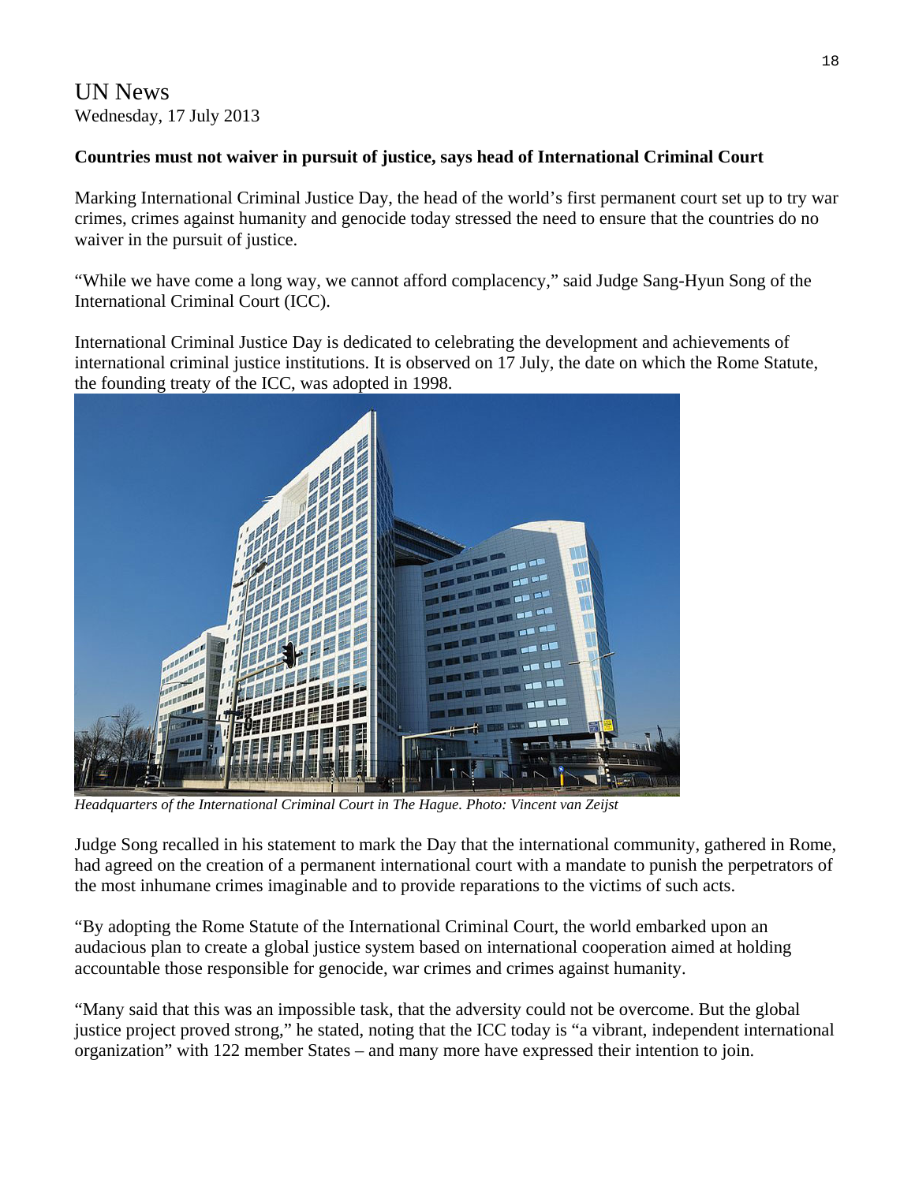UN News
Wednesday, 17 July 2013

**Countries must not waiver in pursuit of justice, says head of International Criminal Court**

Marking International Criminal Justice Day, the head of the world's first permanent court set up to try war crimes, crimes against humanity and genocide today stressed the need to ensure that the countries do no waiver in the pursuit of justice.

"While we have come a long way, we cannot afford complacency," said Judge Sang-Hyun Song of the International Criminal Court (ICC).

International Criminal Justice Day is dedicated to celebrating the development and achievements of international criminal justice institutions. It is observed on 17 July, the date on which the Rome Statute, the founding treaty of the ICC, was adopted in 1998.

*Headquarters of the International Criminal Court in The Hague. Photo: Vincent van Zeijst*

Judge Song recalled in his statement to mark the Day that the international community, gathered in Rome, had agreed on the creation of a permanent international court with a mandate to punish the perpetrators of the most inhumane crimes imaginable and to provide reparations to the victims of such acts.

"By adopting the Rome Statute of the International Criminal Court, the world embarked upon an audacious plan to create a global justice system based on international cooperation aimed at holding accountable those responsible for genocide, war crimes and crimes against humanity.

"Many said that this was an impossible task, that the adversity could not be overcome. But the global justice project proved strong," he stated, noting that the ICC today is "a vibrant, independent international organization" with 122 member States – and many more have expressed their intention to join.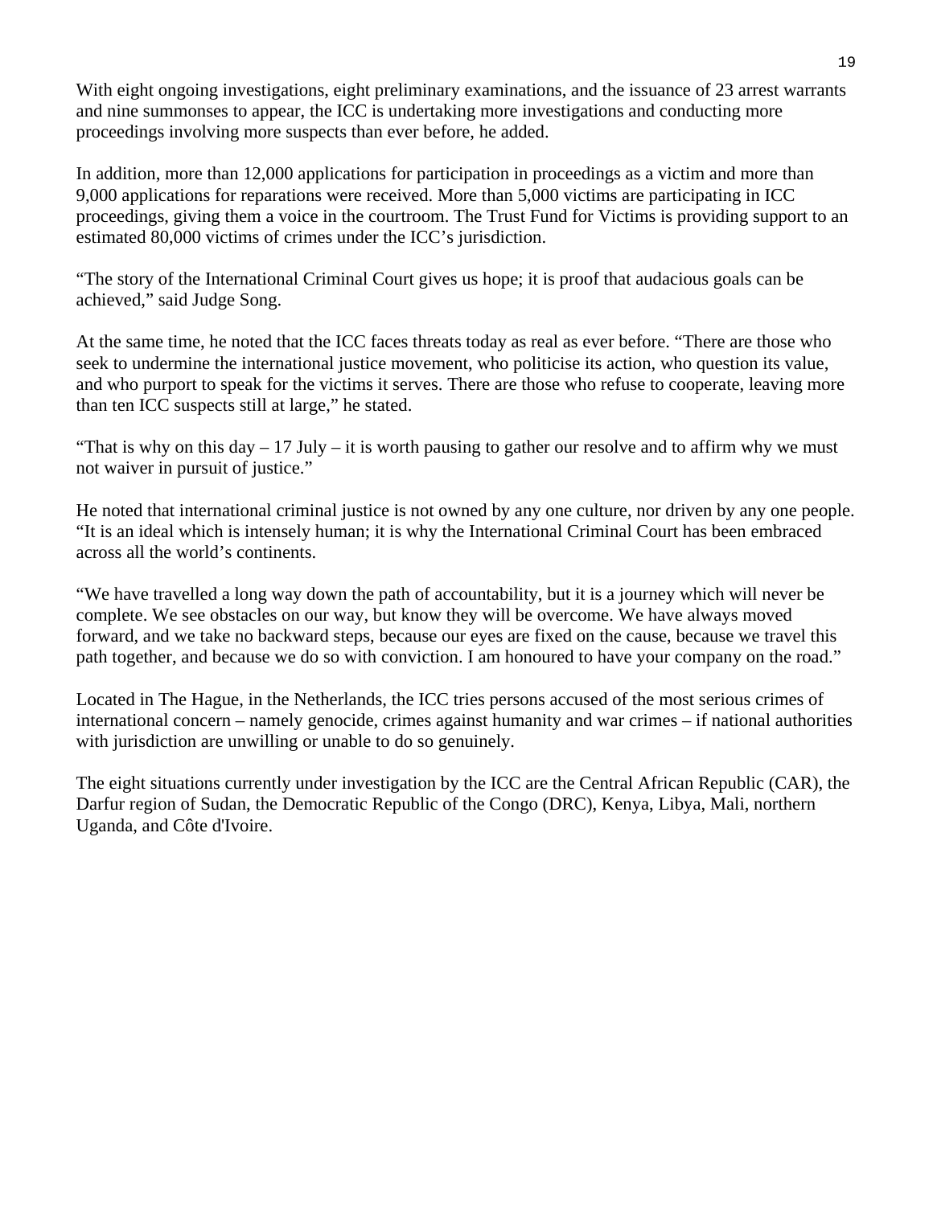With eight ongoing investigations, eight preliminary examinations, and the issuance of 23 arrest warrants and nine summonses to appear, the ICC is undertaking more investigations and conducting more proceedings involving more suspects than ever before, he added.

In addition, more than 12,000 applications for participation in proceedings as a victim and more than 9,000 applications for reparations were received. More than 5,000 victims are participating in ICC proceedings, giving them a voice in the courtroom. The Trust Fund for Victims is providing support to an estimated 80,000 victims of crimes under the ICC's jurisdiction.

"The story of the International Criminal Court gives us hope; it is proof that audacious goals can be achieved," said Judge Song.

At the same time, he noted that the ICC faces threats today as real as ever before. "There are those who seek to undermine the international justice movement, who politicise its action, who question its value, and who purport to speak for the victims it serves. There are those who refuse to cooperate, leaving more than ten ICC suspects still at large," he stated.

"That is why on this day – 17 July – it is worth pausing to gather our resolve and to affirm why we must not waiver in pursuit of justice."

He noted that international criminal justice is not owned by any one culture, nor driven by any one people. "It is an ideal which is intensely human; it is why the International Criminal Court has been embraced across all the world's continents.

"We have travelled a long way down the path of accountability, but it is a journey which will never be complete. We see obstacles on our way, but know they will be overcome. We have always moved forward, and we take no backward steps, because our eyes are fixed on the cause, because we travel this path together, and because we do so with conviction. I am honoured to have your company on the road."

Located in The Hague, in the Netherlands, the ICC tries persons accused of the most serious crimes of international concern – namely genocide, crimes against humanity and war crimes – if national authorities with jurisdiction are unwilling or unable to do so genuinely.

The eight situations currently under investigation by the ICC are the Central African Republic (CAR), the Darfur region of Sudan, the Democratic Republic of the Congo (DRC), Kenya, Libya, Mali, northern Uganda, and Côte d'Ivoire.